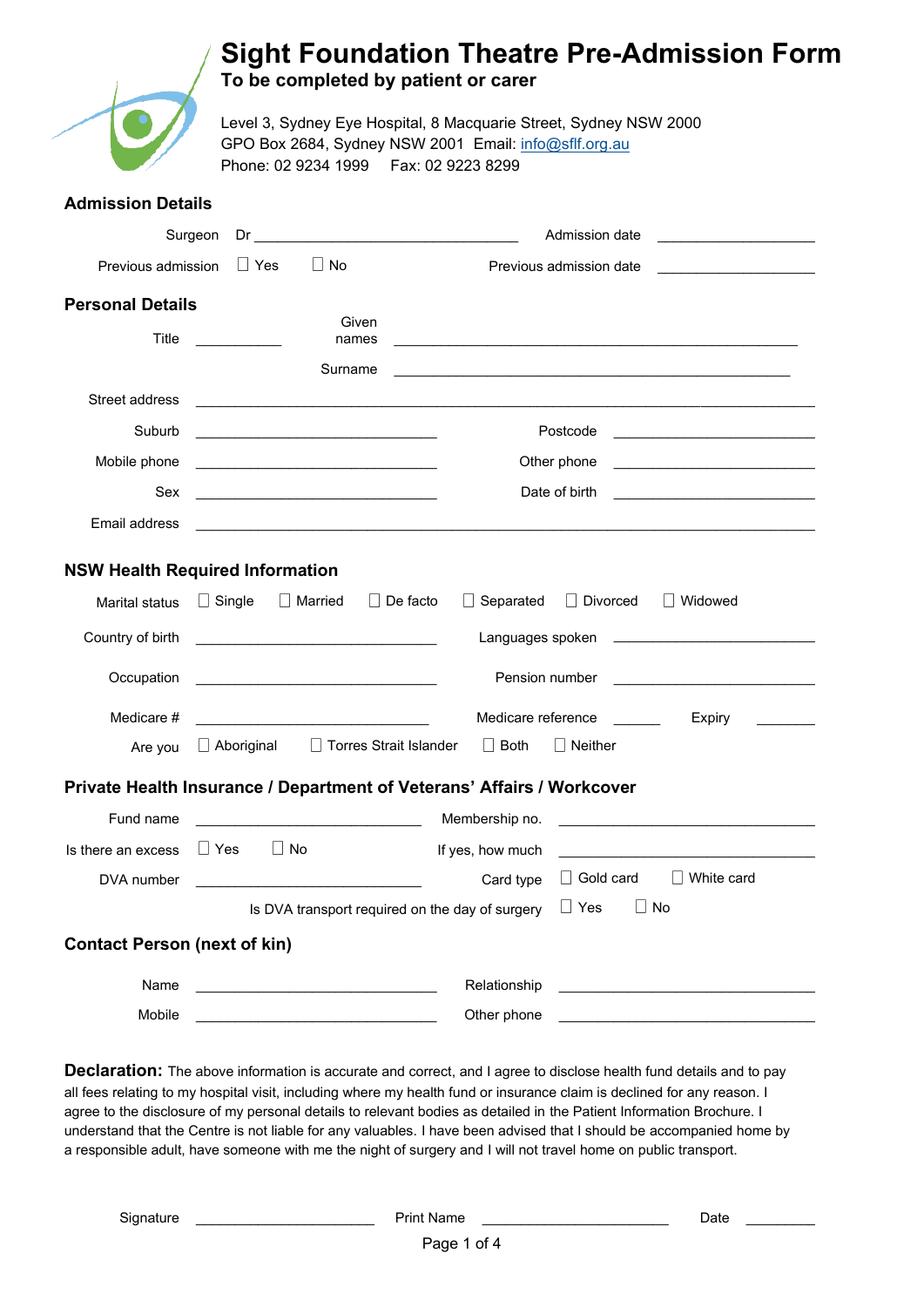# Sight Foundation Theatre Pre-Admission Form

**To be completed by patient or carer**

Level 3, Sydney Eye Hospital, 8 Macquarie Street, Sydney NSW 2000
GPO Box 2684, Sydney NSW 2001 Email: info@sflf.org.au
Phone: 02 9234 1999 Fax: 02 9223 8299

## Admission Details

Surgeon Dr ______________________ Admission date ______________

Previous admission ☐ Yes ☐ No Previous admission date ______________

## Personal Details

Title ________ Given names ______________________________

Surname ______________________________

Street address ______________________________________________

Suburb ______________________ Postcode ______________

Mobile phone ______________________ Other phone ______________

Sex ______________________ Date of birth ______________

Email address ______________________________________________

## NSW Health Required Information

Marital status ☐ Single ☐ Married ☐ De facto ☐ Separated ☐ Divorced ☐ Widowed

Country of birth ______________________ Languages spoken ______________

Occupation ______________________ Pension number ______________

Medicare # ______________________ Medicare reference ______ Expiry ________

Are you ☐ Aboriginal ☐ Torres Strait Islander ☐ Both ☐ Neither

## Private Health Insurance / Department of Veterans' Affairs / Workcover

Fund name ______________________ Membership no. ______________

Is there an excess ☐ Yes ☐ No If yes, how much ______________

DVA number ______________________ Card type ☐ Gold card ☐ White card

Is DVA transport required on the day of surgery ☐ Yes ☐ No

## Contact Person (next of kin)

Name ______________________ Relationship ______________

Mobile ______________________ Other phone ______________

**Declaration:** The above information is accurate and correct, and I agree to disclose health fund details and to pay all fees relating to my hospital visit, including where my health fund or insurance claim is declined for any reason. I agree to the disclosure of my personal details to relevant bodies as detailed in the Patient Information Brochure. I understand that the Centre is not liable for any valuables. I have been advised that I should be accompanied home by a responsible adult, have someone with me the night of surgery and I will not travel home on public transport.

Signature ________________ Print Name ________________ Date ________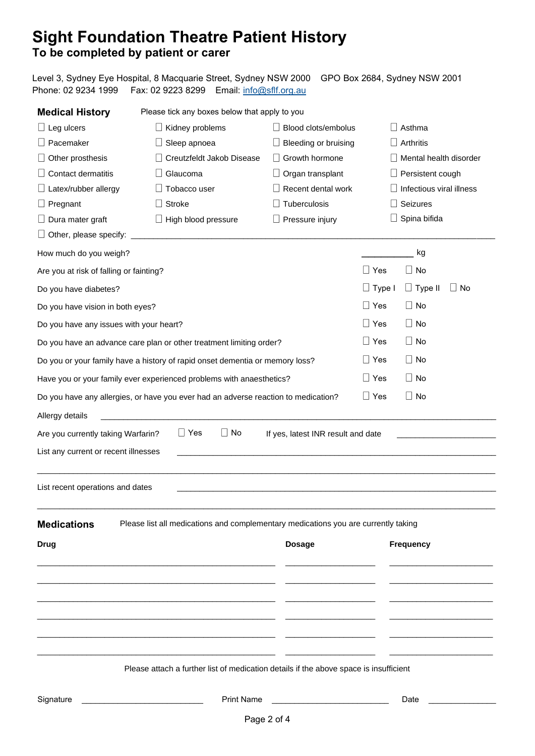# Sight Foundation Theatre Patient History

## To be completed by patient or carer

Level 3, Sydney Eye Hospital, 8 Macquarie Street, Sydney NSW 2000    GPO Box 2684, Sydney NSW 2001
Phone: 02 9234 1999    Fax: 02 9223 8299    Email: info@sflf.org.au

### Medical History

Please tick any boxes below that apply to you

| | | | |
|---|---|---|---|
| ☐ Leg ulcers | ☐ Kidney problems | ☐ Blood clots/embolus | ☐ Asthma |
| ☐ Pacemaker | ☐ Sleep apnoea | ☐ Bleeding or bruising | ☐ Arthritis |
| ☐ Other prosthesis | ☐ Creutzfeldt Jakob Disease | ☐ Growth hormone | ☐ Mental health disorder |
| ☐ Contact dermatitis | ☐ Glaucoma | ☐ Organ transplant | ☐ Persistent cough |
| ☐ Latex/rubber allergy | ☐ Tobacco user | ☐ Recent dental work | ☐ Infectious viral illness |
| ☐ Pregnant | ☐ Stroke | ☐ Tuberculosis | ☐ Seizures |
| ☐ Dura mater graft | ☐ High blood pressure | ☐ Pressure injury | ☐ Spina bifida |

☐ Other, please specify: ______________________________________________________________

How much do you weigh? __________ kg

Are you at risk of falling or fainting? ☐ Yes ☐ No

Do you have diabetes? ☐ Type I ☐ Type II ☐ No

Do you have vision in both eyes? ☐ Yes ☐ No

Do you have any issues with your heart? ☐ Yes ☐ No

Do you have an advance care plan or other treatment limiting order? ☐ Yes ☐ No

Do you or your family have a history of rapid onset dementia or memory loss? ☐ Yes ☐ No

Have you or your family ever experienced problems with anaesthetics? ☐ Yes ☐ No

Do you have any allergies, or have you ever had an adverse reaction to medication? ☐ Yes ☐ No

Allergy details ______________________________________________________________

Are you currently taking Warfarin? ☐ Yes ☐ No    If yes, latest INR result and date ____________________

List any current or recent illnesses ______________________________________________________________

______________________________________________________________

List recent operations and dates ______________________________________________________________

______________________________________________________________

### Medications

Please list all medications and complementary medications you are currently taking

| Drug | Dosage | Frequency |
|---|---|---|
| | | |
| | | |
| | | |
| | | |
| | | |
| | | |

Please attach a further list of medication details if the above space is insufficient

Signature ________________________ Print Name ________________________ Date ______________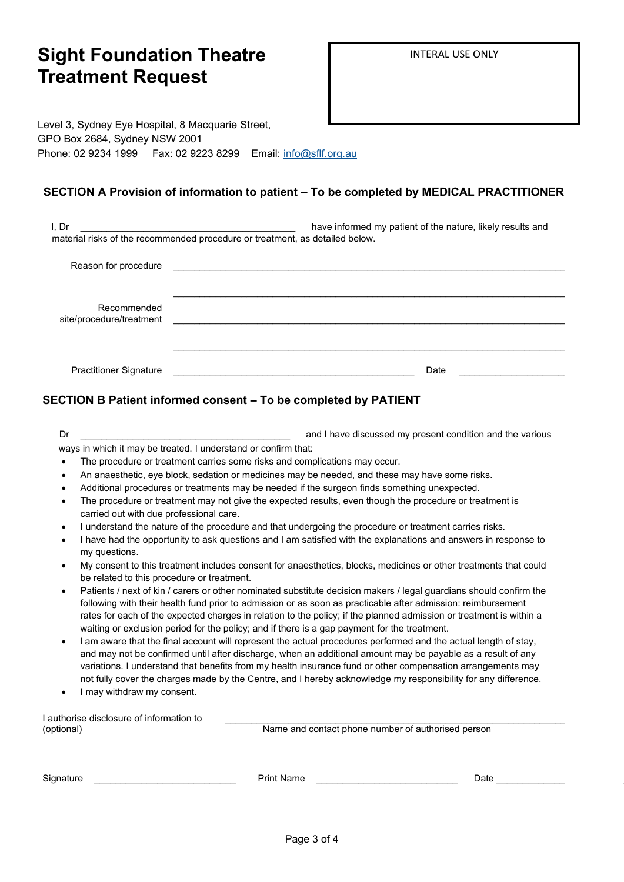# Sight Foundation Theatre Treatment Request

INTERAL USE ONLY

Level 3, Sydney Eye Hospital, 8 Macquarie Street,
GPO Box 2684, Sydney NSW 2001
Phone: 02 9234 1999    Fax: 02 9223 8299    Email: info@sflf.org.au

## SECTION A Provision of information to patient – To be completed by MEDICAL PRACTITIONER

I, Dr ________________________________________ have informed my patient of the nature, likely results and material risks of the recommended procedure or treatment, as detailed below.

Reason for procedure ____________________________________________________________________________

____________________________________________________________________________

Recommended site/procedure/treatment ____________________________________________________________________________

____________________________________________________________________________

Practitioner Signature _____________________________________________ Date ____________________

## SECTION B Patient informed consent – To be completed by PATIENT

Dr ________________________________________ and I have discussed my present condition and the various ways in which it may be treated. I understand or confirm that:

- The procedure or treatment carries some risks and complications may occur.
- An anaesthetic, eye block, sedation or medicines may be needed, and these may have some risks.
- Additional procedures or treatments may be needed if the surgeon finds something unexpected.
- The procedure or treatment may not give the expected results, even though the procedure or treatment is carried out with due professional care.
- I understand the nature of the procedure and that undergoing the procedure or treatment carries risks.
- I have had the opportunity to ask questions and I am satisfied with the explanations and answers in response to my questions.
- My consent to this treatment includes consent for anaesthetics, blocks, medicines or other treatments that could be related to this procedure or treatment.
- Patients / next of kin / carers or other nominated substitute decision makers / legal guardians should confirm the following with their health fund prior to admission or as soon as practicable after admission: reimbursement rates for each of the expected charges in relation to the policy; if the planned admission or treatment is within a waiting or exclusion period for the policy; and if there is a gap payment for the treatment.
- I am aware that the final account will represent the actual procedures performed and the actual length of stay, and may not be confirmed until after discharge, when an additional amount may be payable as a result of any variations. I understand that benefits from my health insurance fund or other compensation arrangements may not fully cover the charges made by the Centre, and I hereby acknowledge my responsibility for any difference.
- I may withdraw my consent.

I authorise disclosure of information to (optional) ______________________________________________________________
Name and contact phone number of authorised person

Signature __________________________ Print Name __________________________ Date _____________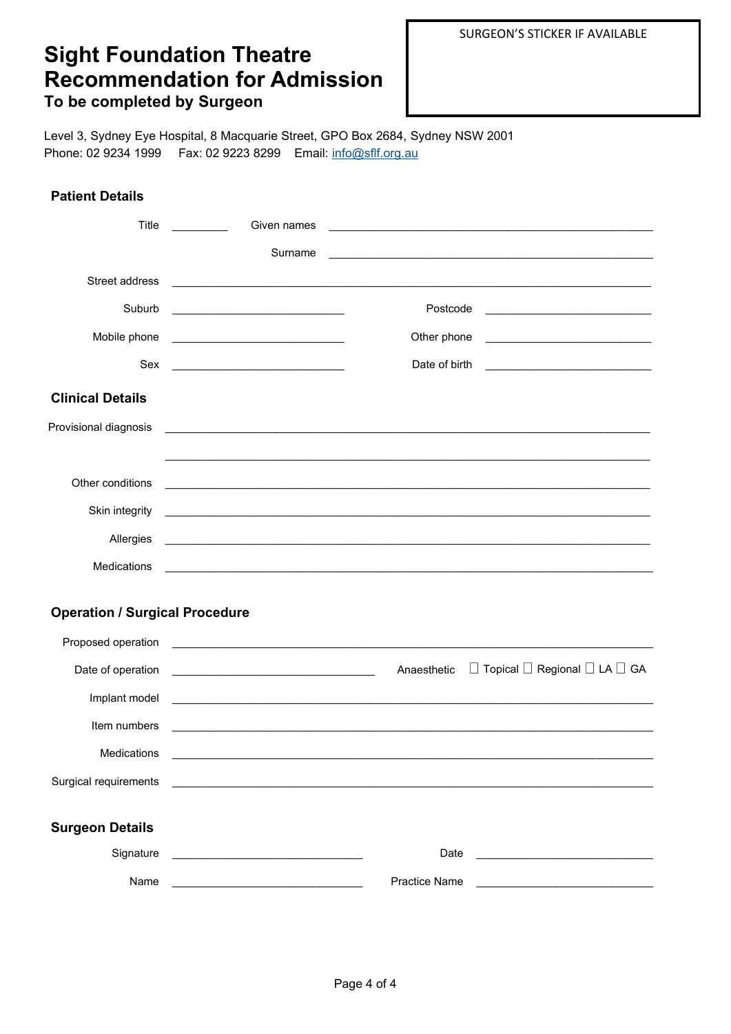# Sight Foundation Theatre Recommendation for Admission

**To be completed by Surgeon**

SURGEON'S STICKER IF AVAILABLE

Level 3, Sydney Eye Hospital, 8 Macquarie Street, GPO Box 2684, Sydney NSW 2001
Phone: 02 9234 1999 Fax: 02 9223 8299 Email: info@sflf.org.au

## Patient Details

Title _________ Given names ______________________________

Surname ______________________________

Street address ______________________________

Suburb ______________________________ Postcode ______________________________

Mobile phone ______________________________ Other phone ______________________________

Sex ______________________________ Date of birth ______________________________

## Clinical Details

Provisional diagnosis ______________________________

______________________________

Other conditions ______________________________

Skin integrity ______________________________

Allergies ______________________________

Medications ______________________________

## Operation / Surgical Procedure

Proposed operation ______________________________

Date of operation ______________________________ Anaesthetic ☐ Topical ☐ Regional ☐ LA ☐ GA

Implant model ______________________________

Item numbers ______________________________

Medications ______________________________

Surgical requirements ______________________________

## Surgeon Details

Signature ______________________________ Date ______________________________

Name ______________________________ Practice Name ______________________________